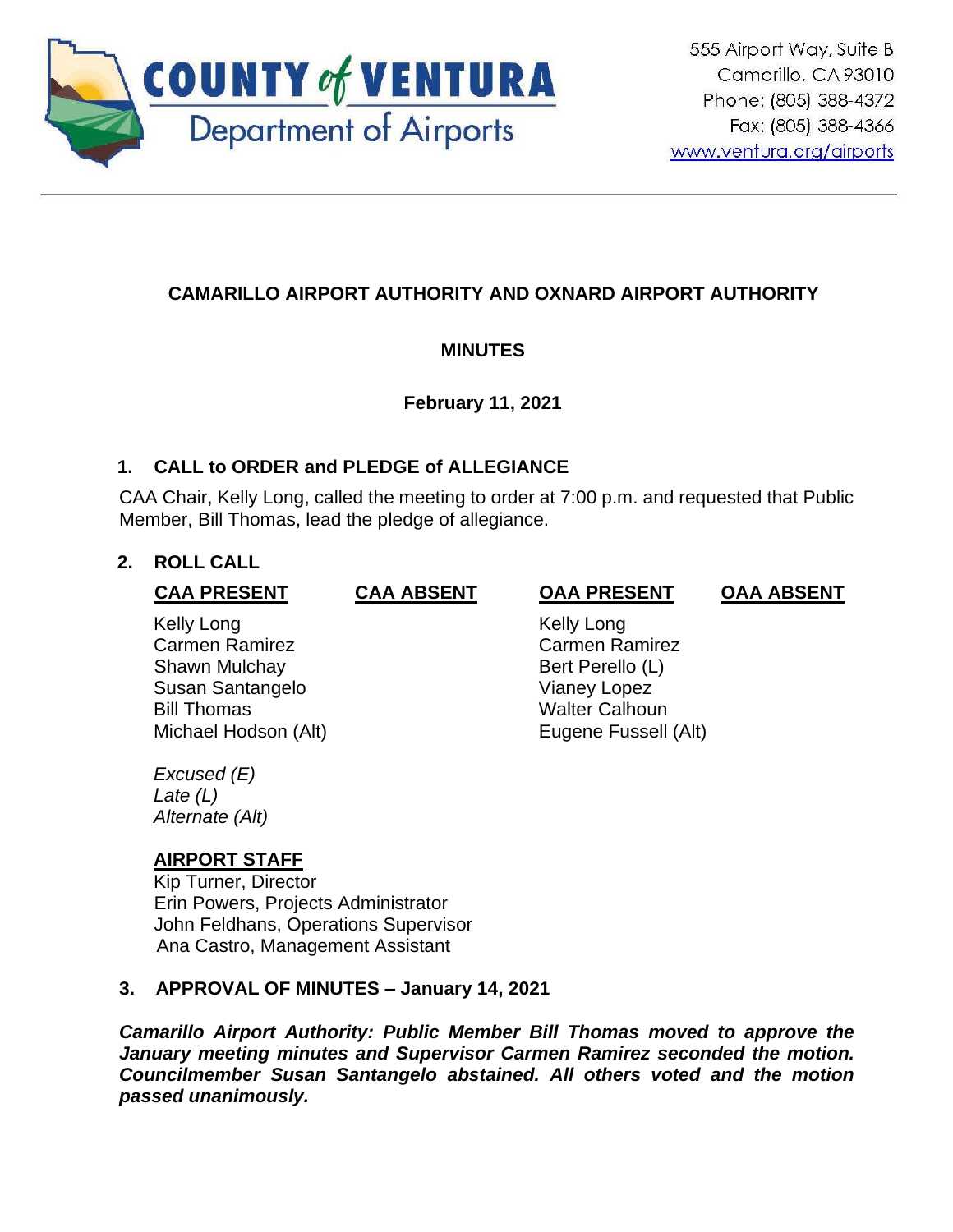COUNTY of VENTURA
Department of Airports

555 Airport Way, Suite B
Camarillo, CA 93010
Phone: (805) 388-4372
Fax: (805) 388-4366
www.ventura.org/airports

## CAMARILLO AIRPORT AUTHORITY AND OXNARD AIRPORT AUTHORITY

## MINUTES

**February 11, 2021**

### 1. CALL to ORDER and PLEDGE of ALLEGIANCE

CAA Chair, Kelly Long, called the meeting to order at 7:00 p.m. and requested that Public Member, Bill Thomas, lead the pledge of allegiance.

### 2. ROLL CALL

| CAA PRESENT | CAA ABSENT | OAA PRESENT | OAA ABSENT |
|---|---|---|---|
| Kelly Long | | Kelly Long | |
| Carmen Ramirez | | Carmen Ramirez | |
| Shawn Mulchay | | Bert Perello (L) | |
| Susan Santangelo | | Vianey Lopez | |
| Bill Thomas | | Walter Calhoun | |
| Michael Hodson (Alt) | | Eugene Fussell (Alt) | |

*Excused (E)*
*Late (L)*
*Alternate (Alt)*

**AIRPORT STAFF**
Kip Turner, Director
Erin Powers, Projects Administrator
John Feldhans, Operations Supervisor
Ana Castro, Management Assistant

### 3. APPROVAL OF MINUTES – January 14, 2021

***Camarillo Airport Authority: Public Member Bill Thomas moved to approve the January meeting minutes and Supervisor Carmen Ramirez seconded the motion. Councilmember Susan Santangelo abstained. All others voted and the motion passed unanimously.***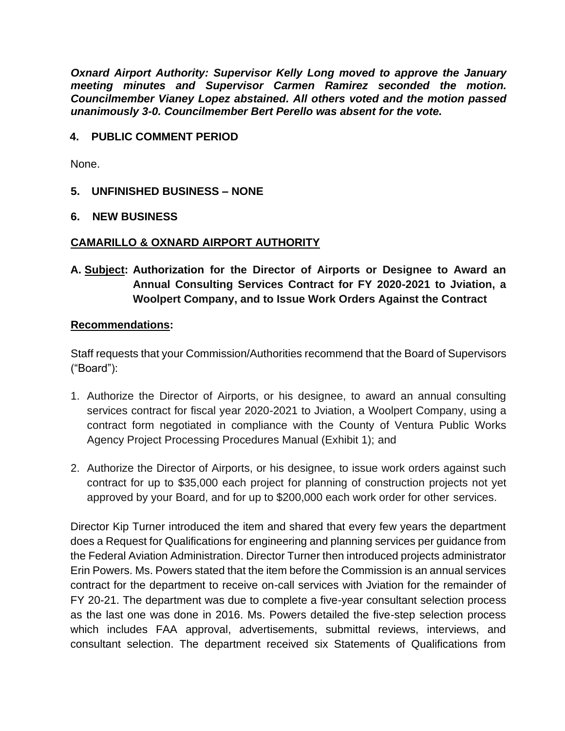***Oxnard Airport Authority: Supervisor Kelly Long moved to approve the January meeting minutes and Supervisor Carmen Ramirez seconded the motion. Councilmember Vianey Lopez abstained. All others voted and the motion passed unanimously 3-0. Councilmember Bert Perello was absent for the vote.***

## 4. PUBLIC COMMENT PERIOD

None.

## 5. UNFINISHED BUSINESS – NONE

## 6. NEW BUSINESS

### CAMARILLO & OXNARD AIRPORT AUTHORITY

**A. Subject: Authorization for the Director of Airports or Designee to Award an Annual Consulting Services Contract for FY 2020-2021 to Jviation, a Woolpert Company, and to Issue Work Orders Against the Contract**

**Recommendations:**

Staff requests that your Commission/Authorities recommend that the Board of Supervisors ("Board"):

1. Authorize the Director of Airports, or his designee, to award an annual consulting services contract for fiscal year 2020-2021 to Jviation, a Woolpert Company, using a contract form negotiated in compliance with the County of Ventura Public Works Agency Project Processing Procedures Manual (Exhibit 1); and

2. Authorize the Director of Airports, or his designee, to issue work orders against such contract for up to $35,000 each project for planning of construction projects not yet approved by your Board, and for up to $200,000 each work order for other services.

Director Kip Turner introduced the item and shared that every few years the department does a Request for Qualifications for engineering and planning services per guidance from the Federal Aviation Administration. Director Turner then introduced projects administrator Erin Powers. Ms. Powers stated that the item before the Commission is an annual services contract for the department to receive on-call services with Jviation for the remainder of FY 20-21. The department was due to complete a five-year consultant selection process as the last one was done in 2016. Ms. Powers detailed the five-step selection process which includes FAA approval, advertisements, submittal reviews, interviews, and consultant selection. The department received six Statements of Qualifications from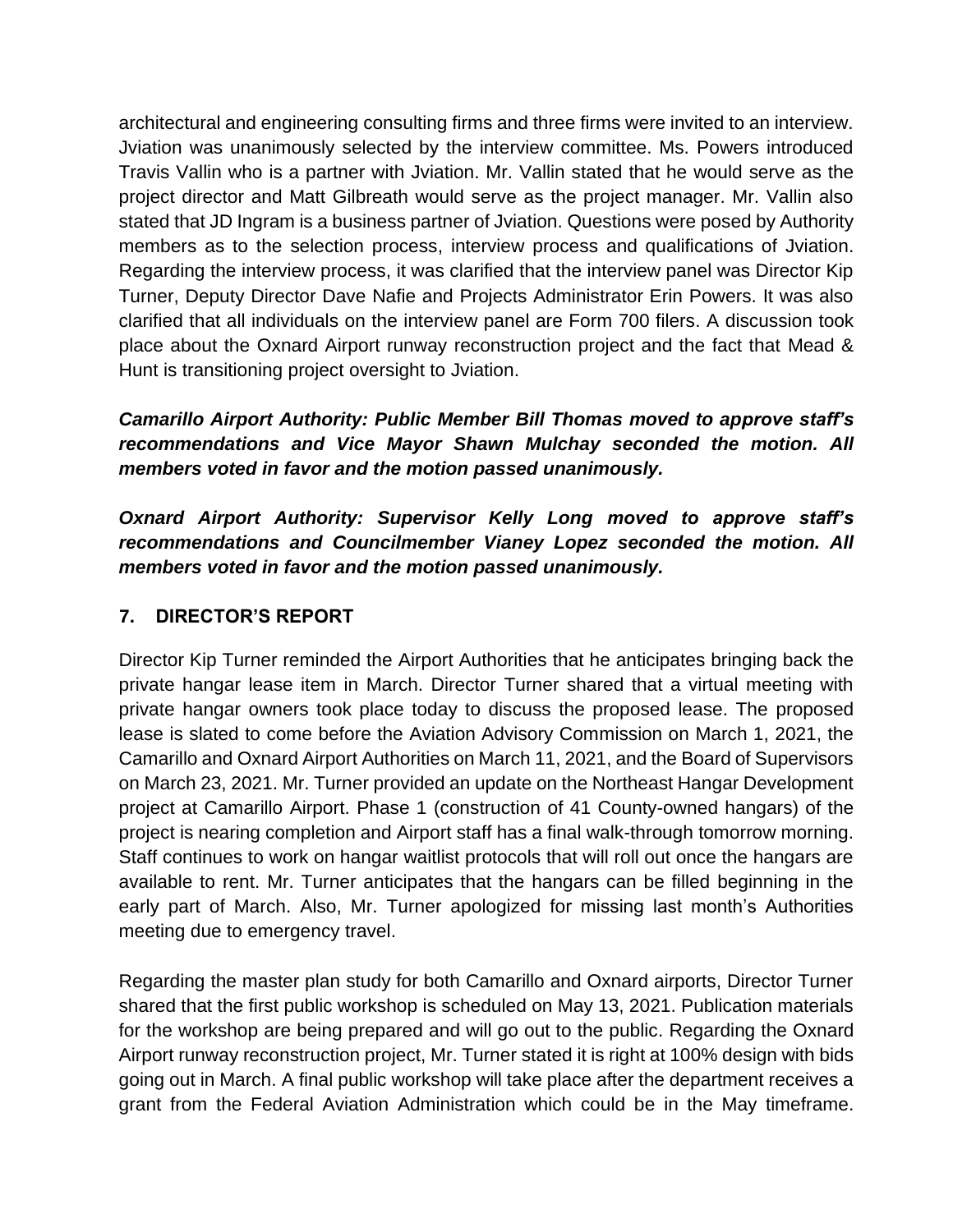architectural and engineering consulting firms and three firms were invited to an interview. Jviation was unanimously selected by the interview committee. Ms. Powers introduced Travis Vallin who is a partner with Jviation. Mr. Vallin stated that he would serve as the project director and Matt Gilbreath would serve as the project manager. Mr. Vallin also stated that JD Ingram is a business partner of Jviation. Questions were posed by Authority members as to the selection process, interview process and qualifications of Jviation. Regarding the interview process, it was clarified that the interview panel was Director Kip Turner, Deputy Director Dave Nafie and Projects Administrator Erin Powers. It was also clarified that all individuals on the interview panel are Form 700 filers. A discussion took place about the Oxnard Airport runway reconstruction project and the fact that Mead & Hunt is transitioning project oversight to Jviation.

***Camarillo Airport Authority: Public Member Bill Thomas moved to approve staff's recommendations and Vice Mayor Shawn Mulchay seconded the motion. All members voted in favor and the motion passed unanimously.***

***Oxnard Airport Authority: Supervisor Kelly Long moved to approve staff's recommendations and Councilmember Vianey Lopez seconded the motion. All members voted in favor and the motion passed unanimously.***

## 7. DIRECTOR'S REPORT

Director Kip Turner reminded the Airport Authorities that he anticipates bringing back the private hangar lease item in March. Director Turner shared that a virtual meeting with private hangar owners took place today to discuss the proposed lease. The proposed lease is slated to come before the Aviation Advisory Commission on March 1, 2021, the Camarillo and Oxnard Airport Authorities on March 11, 2021, and the Board of Supervisors on March 23, 2021. Mr. Turner provided an update on the Northeast Hangar Development project at Camarillo Airport. Phase 1 (construction of 41 County-owned hangars) of the project is nearing completion and Airport staff has a final walk-through tomorrow morning. Staff continues to work on hangar waitlist protocols that will roll out once the hangars are available to rent. Mr. Turner anticipates that the hangars can be filled beginning in the early part of March. Also, Mr. Turner apologized for missing last month's Authorities meeting due to emergency travel.

Regarding the master plan study for both Camarillo and Oxnard airports, Director Turner shared that the first public workshop is scheduled on May 13, 2021. Publication materials for the workshop are being prepared and will go out to the public. Regarding the Oxnard Airport runway reconstruction project, Mr. Turner stated it is right at 100% design with bids going out in March. A final public workshop will take place after the department receives a grant from the Federal Aviation Administration which could be in the May timeframe.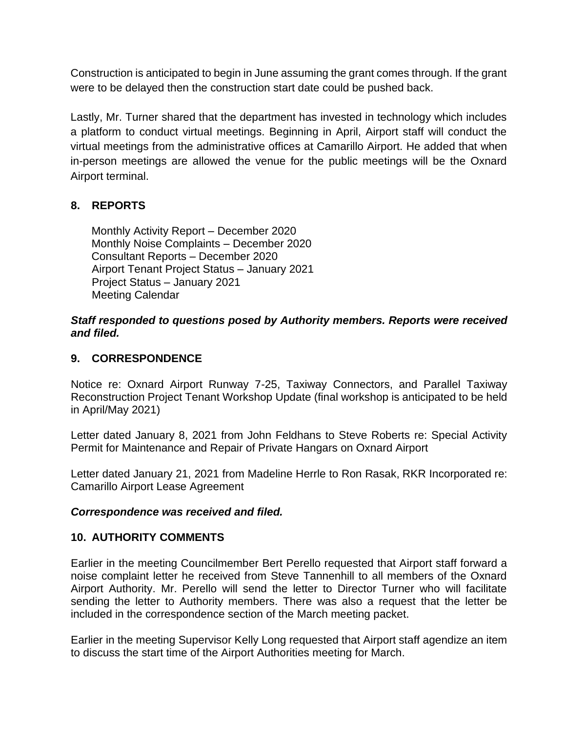Construction is anticipated to begin in June assuming the grant comes through. If the grant were to be delayed then the construction start date could be pushed back.

Lastly, Mr. Turner shared that the department has invested in technology which includes a platform to conduct virtual meetings. Beginning in April, Airport staff will conduct the virtual meetings from the administrative offices at Camarillo Airport. He added that when in-person meetings are allowed the venue for the public meetings will be the Oxnard Airport terminal.

## 8. REPORTS

Monthly Activity Report – December 2020
Monthly Noise Complaints – December 2020
Consultant Reports – December 2020
Airport Tenant Project Status – January 2021
Project Status – January 2021
Meeting Calendar

***Staff responded to questions posed by Authority members. Reports were received and filed.***

## 9. CORRESPONDENCE

Notice re: Oxnard Airport Runway 7-25, Taxiway Connectors, and Parallel Taxiway Reconstruction Project Tenant Workshop Update (final workshop is anticipated to be held in April/May 2021)

Letter dated January 8, 2021 from John Feldhans to Steve Roberts re: Special Activity Permit for Maintenance and Repair of Private Hangars on Oxnard Airport

Letter dated January 21, 2021 from Madeline Herrle to Ron Rasak, RKR Incorporated re: Camarillo Airport Lease Agreement

***Correspondence was received and filed.***

## 10. AUTHORITY COMMENTS

Earlier in the meeting Councilmember Bert Perello requested that Airport staff forward a noise complaint letter he received from Steve Tannenhill to all members of the Oxnard Airport Authority. Mr. Perello will send the letter to Director Turner who will facilitate sending the letter to Authority members. There was also a request that the letter be included in the correspondence section of the March meeting packet.

Earlier in the meeting Supervisor Kelly Long requested that Airport staff agendize an item to discuss the start time of the Airport Authorities meeting for March.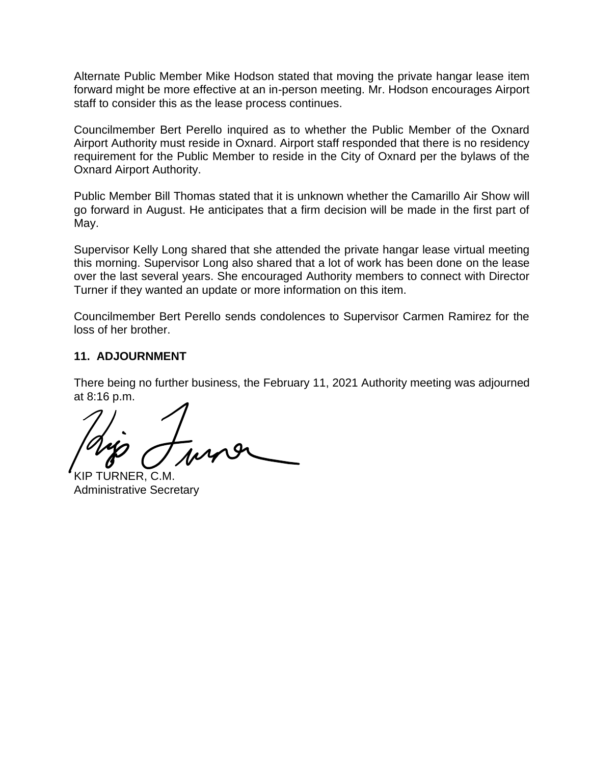Alternate Public Member Mike Hodson stated that moving the private hangar lease item forward might be more effective at an in-person meeting. Mr. Hodson encourages Airport staff to consider this as the lease process continues.

Councilmember Bert Perello inquired as to whether the Public Member of the Oxnard Airport Authority must reside in Oxnard. Airport staff responded that there is no residency requirement for the Public Member to reside in the City of Oxnard per the bylaws of the Oxnard Airport Authority.

Public Member Bill Thomas stated that it is unknown whether the Camarillo Air Show will go forward in August. He anticipates that a firm decision will be made in the first part of May.

Supervisor Kelly Long shared that she attended the private hangar lease virtual meeting this morning. Supervisor Long also shared that a lot of work has been done on the lease over the last several years. She encouraged Authority members to connect with Director Turner if they wanted an update or more information on this item.

Councilmember Bert Perello sends condolences to Supervisor Carmen Ramirez for the loss of her brother.

### 11. ADJOURNMENT

There being no further business, the February 11, 2021 Authority meeting was adjourned at 8:16 p.m.

KIP TURNER, C.M.
Administrative Secretary